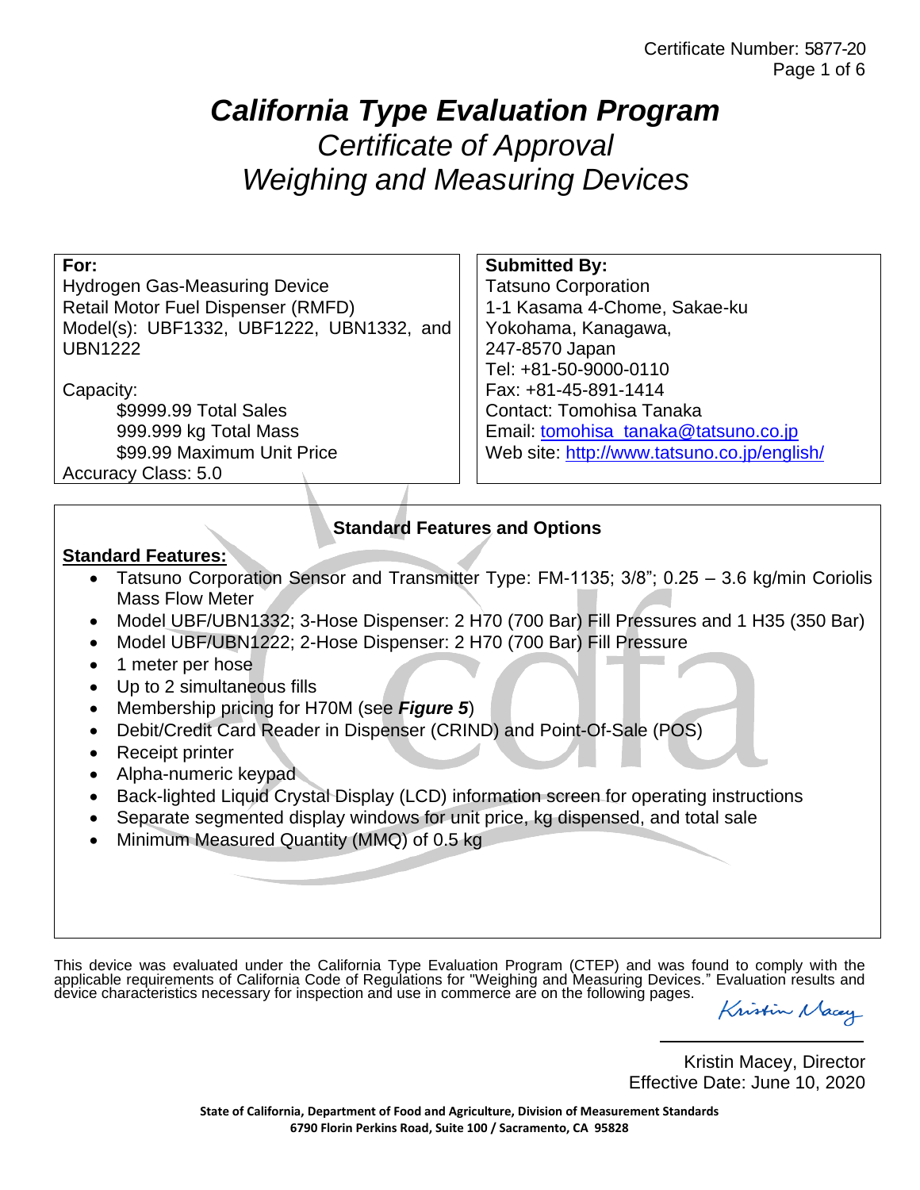Certificate Number: 5877-20

# *California Type Evaluation Program*

## *Certificate of Approval*
## *Weighing and Measuring Devices*

**For:**
Hydrogen Gas-Measuring Device
Retail Motor Fuel Dispenser (RMFD)
Model(s): UBF1332, UBF1222, UBN1332, and UBN1222

Capacity:
$9999.99 Total Sales
999.999 kg Total Mass
$99.99 Maximum Unit Price
Accuracy Class: 5.0

**Submitted By:**
Tatsuno Corporation
1-1 Kasama 4-Chome, Sakae-ku
Yokohama, Kanagawa,
247-8570 Japan
Tel: +81-50-9000-0110
Fax: +81-45-891-1414
Contact: Tomohisa Tanaka
Email: tomohisa_tanaka@tatsuno.co.jp
Web site: http://www.tatsuno.co.jp/english/

**Standard Features and Options**

**Standard Features:**

- Tatsuno Corporation Sensor and Transmitter Type: FM-1135; 3/8"; 0.25 – 3.6 kg/min Coriolis Mass Flow Meter
- Model UBF/UBN1332; 3-Hose Dispenser: 2 H70 (700 Bar) Fill Pressures and 1 H35 (350 Bar)
- Model UBF/UBN1222; 2-Hose Dispenser: 2 H70 (700 Bar) Fill Pressure
- 1 meter per hose
- Up to 2 simultaneous fills
- Membership pricing for H70M (see ***Figure 5***)
- Debit/Credit Card Reader in Dispenser (CRIND) and Point-Of-Sale (POS)
- Receipt printer
- Alpha-numeric keypad
- Back-lighted Liquid Crystal Display (LCD) information screen for operating instructions
- Separate segmented display windows for unit price, kg dispensed, and total sale
- Minimum Measured Quantity (MMQ) of 0.5 kg

This device was evaluated under the California Type Evaluation Program (CTEP) and was found to comply with the applicable requirements of California Code of Regulations for "Weighing and Measuring Devices." Evaluation results and device characteristics necessary for inspection and use in commerce are on the following pages.

Kristin Macey, Director
Effective Date: June 10, 2020

**State of California, Department of Food and Agriculture, Division of Measurement Standards**
**6790 Florin Perkins Road, Suite 100 / Sacramento, CA 95828**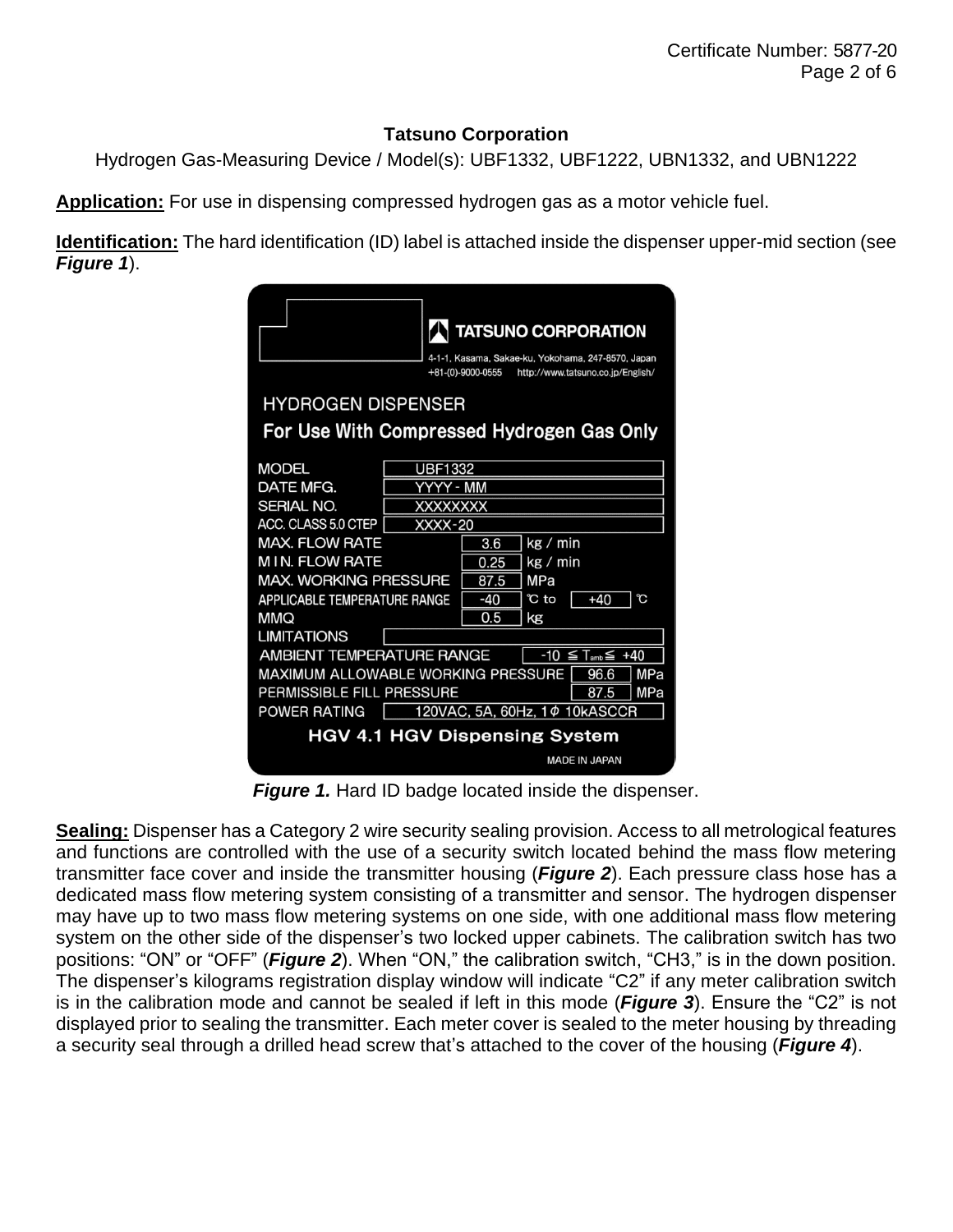**Tatsuno Corporation**

Hydrogen Gas-Measuring Device / Model(s): UBF1332, UBF1222, UBN1332, and UBN1222

**Application:** For use in dispensing compressed hydrogen gas as a motor vehicle fuel.

**Identification:** The hard identification (ID) label is attached inside the dispenser upper-mid section (see ***Figure 1***).

TATSUNO CORPORATION
4-1-1, Kasama, Sakae-ku, Yokohama, 247-8570, Japan
+81-(0)-9000-0555 http://www.tatsuno.co.jp/English/

HYDROGEN DISPENSER

For Use With Compressed Hydrogen Gas Only

| | | | | |
|---|---|---|---|---|
| MODEL | UBF1332 | | | |
| DATE MFG. | YYYY - MM | | | |
| SERIAL NO. | XXXXXXXX | | | |
| ACC. CLASS 5.0 CTEP | XXXX-20 | | | |
| MAX. FLOW RATE | 3.6 | kg / min | | |
| MIN. FLOW RATE | 0.25 | kg / min | | |
| MAX. WORKING PRESSURE | 87.5 | MPa | | |
| APPLICABLE TEMPERATURE RANGE | -40 | ℃ to | +40 | ℃ |
| MMQ | 0.5 | kg | | |
| LIMITATIONS | | | | |
| AMBIENT TEMPERATURE RANGE | -10 ≦ $T_{amb}$ ≦ +40 | | | |
| MAXIMUM ALLOWABLE WORKING PRESSURE | 96.6 | MPa | | |
| PERMISSIBLE FILL PRESSURE | 87.5 | MPa | | |
| POWER RATING | 120VAC, 5A, 60Hz, 1φ 10kASCCR | | | |

HGV 4.1 HGV Dispensing System

MADE IN JAPAN

***Figure 1.*** Hard ID badge located inside the dispenser.

**Sealing:** Dispenser has a Category 2 wire security sealing provision. Access to all metrological features and functions are controlled with the use of a security switch located behind the mass flow metering transmitter face cover and inside the transmitter housing (***Figure 2***). Each pressure class hose has a dedicated mass flow metering system consisting of a transmitter and sensor. The hydrogen dispenser may have up to two mass flow metering systems on one side, with one additional mass flow metering system on the other side of the dispenser's two locked upper cabinets. The calibration switch has two positions: "ON" or "OFF" (***Figure 2***). When "ON," the calibration switch, "CH3," is in the down position. The dispenser's kilograms registration display window will indicate "C2" if any meter calibration switch is in the calibration mode and cannot be sealed if left in this mode (***Figure 3***). Ensure the "C2" is not displayed prior to sealing the transmitter. Each meter cover is sealed to the meter housing by threading a security seal through a drilled head screw that's attached to the cover of the housing (***Figure 4***).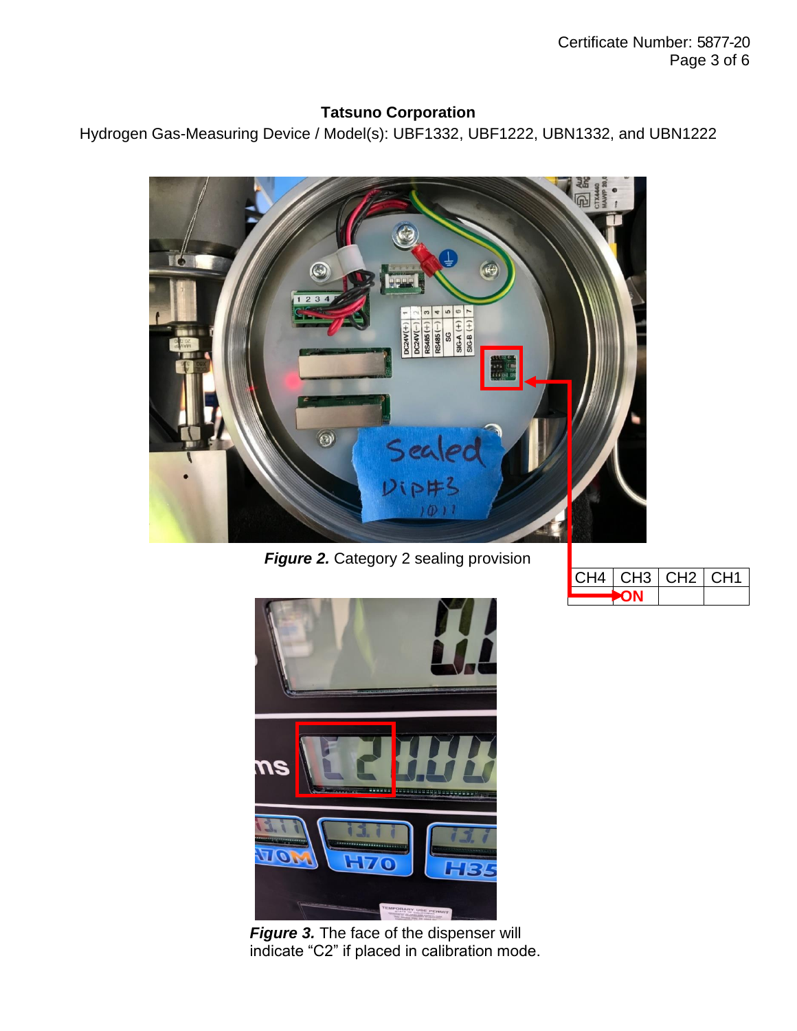**Tatsuno Corporation**

Hydrogen Gas-Measuring Device / Model(s): UBF1332, UBF1222, UBN1332, and UBN1222

***Figure 2.*** Category 2 sealing provision

| CH4 | CH3 | CH2 | CH1 |
| --- | --- | --- | --- |
| | ON | | |

***Figure 3.*** The face of the dispenser will indicate "C2" if placed in calibration mode.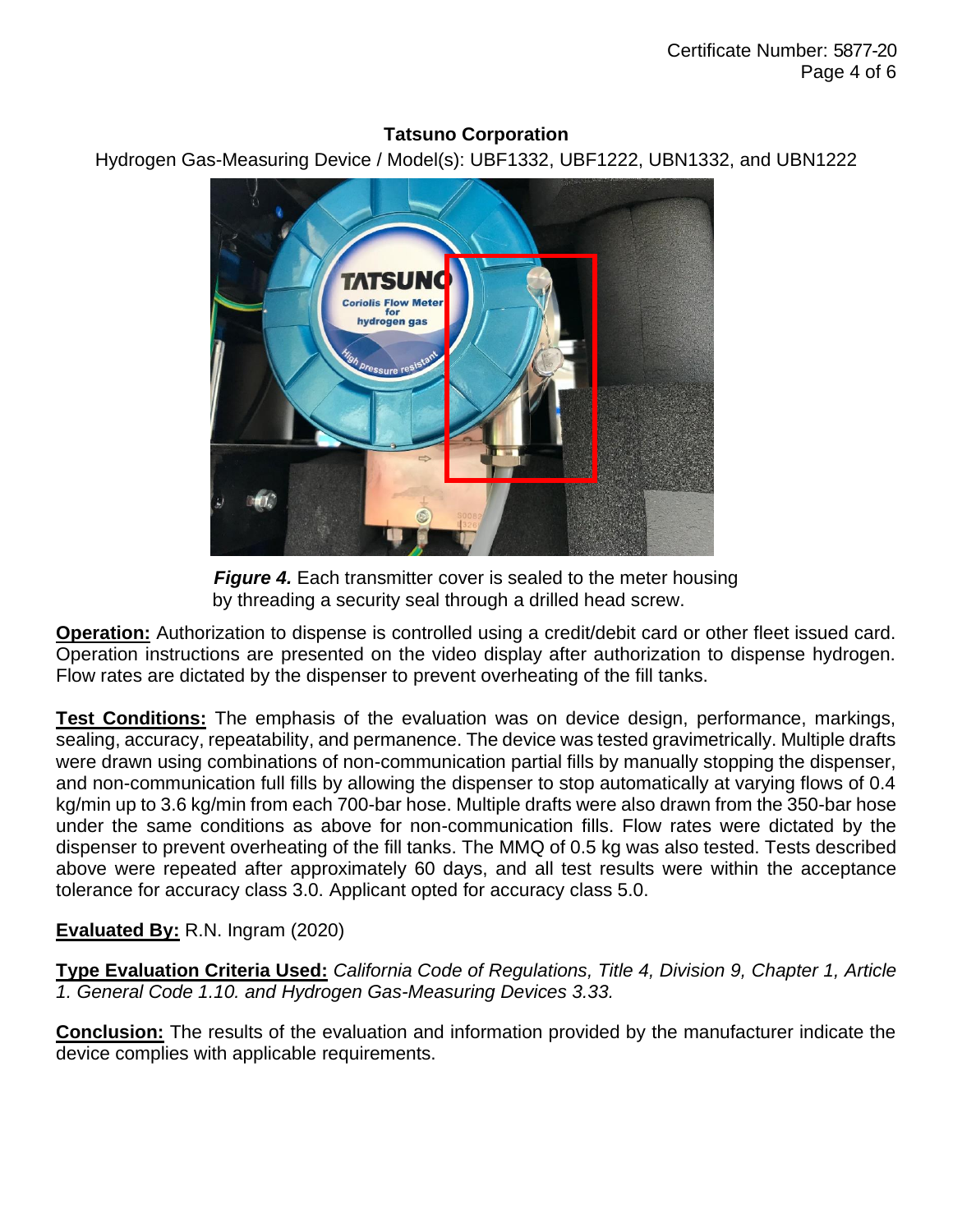**Tatsuno Corporation**

Hydrogen Gas-Measuring Device / Model(s): UBF1332, UBF1222, UBN1332, and UBN1222

***Figure 4.*** Each transmitter cover is sealed to the meter housing by threading a security seal through a drilled head screw.

**Operation:** Authorization to dispense is controlled using a credit/debit card or other fleet issued card. Operation instructions are presented on the video display after authorization to dispense hydrogen. Flow rates are dictated by the dispenser to prevent overheating of the fill tanks.

**Test Conditions:** The emphasis of the evaluation was on device design, performance, markings, sealing, accuracy, repeatability, and permanence. The device was tested gravimetrically. Multiple drafts were drawn using combinations of non-communication partial fills by manually stopping the dispenser, and non-communication full fills by allowing the dispenser to stop automatically at varying flows of 0.4 kg/min up to 3.6 kg/min from each 700-bar hose. Multiple drafts were also drawn from the 350-bar hose under the same conditions as above for non-communication fills. Flow rates were dictated by the dispenser to prevent overheating of the fill tanks. The MMQ of 0.5 kg was also tested. Tests described above were repeated after approximately 60 days, and all test results were within the acceptance tolerance for accuracy class 3.0. Applicant opted for accuracy class 5.0.

**Evaluated By:** R.N. Ingram (2020)

**Type Evaluation Criteria Used:** *California Code of Regulations, Title 4, Division 9, Chapter 1, Article 1. General Code 1.10. and Hydrogen Gas-Measuring Devices 3.33.*

**Conclusion:** The results of the evaluation and information provided by the manufacturer indicate the device complies with applicable requirements.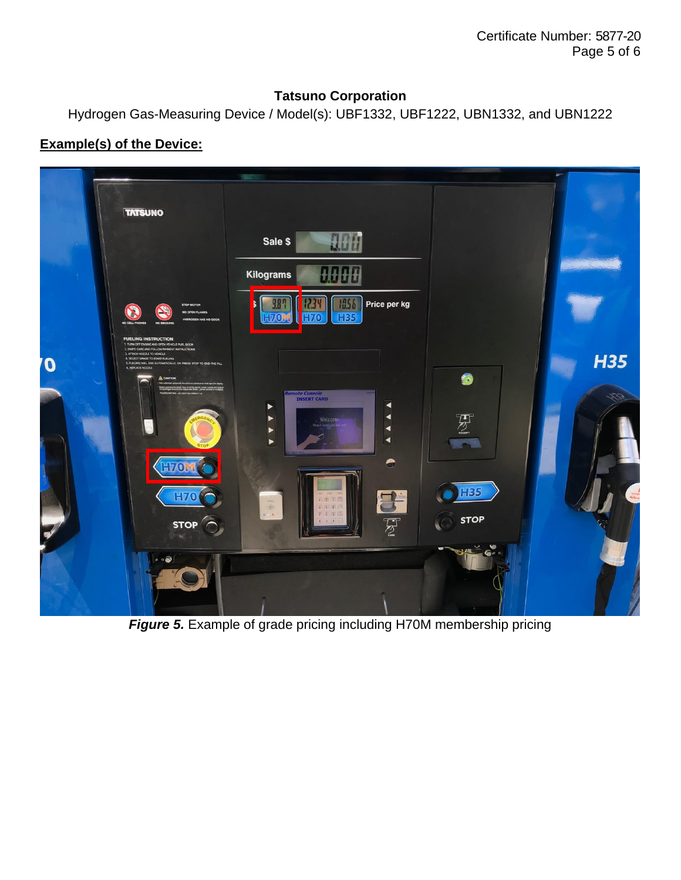## Tatsuno Corporation

Hydrogen Gas-Measuring Device / Model(s): UBF1332, UBF1222, UBN1332, and UBN1222

**Example(s) of the Device:**

***Figure 5.*** Example of grade pricing including H70M membership pricing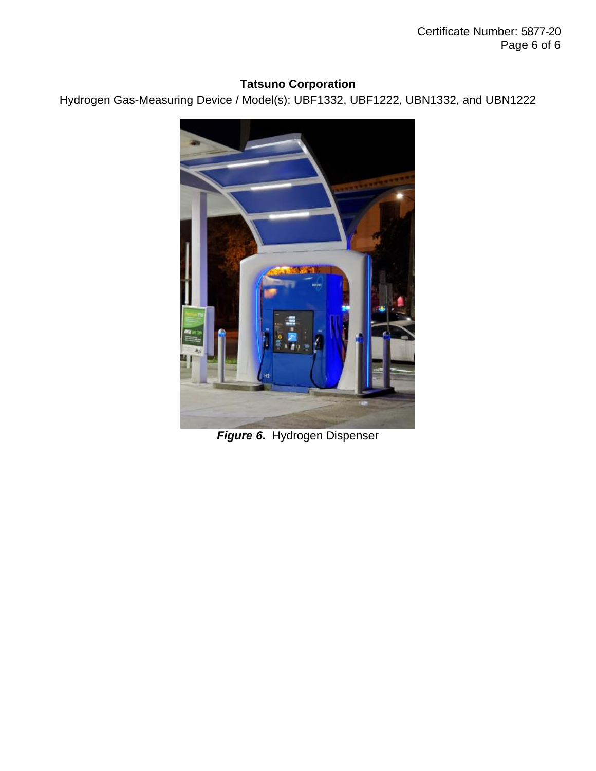**Tatsuno Corporation**

Hydrogen Gas-Measuring Device / Model(s): UBF1332, UBF1222, UBN1332, and UBN1222

***Figure 6.*** Hydrogen Dispenser